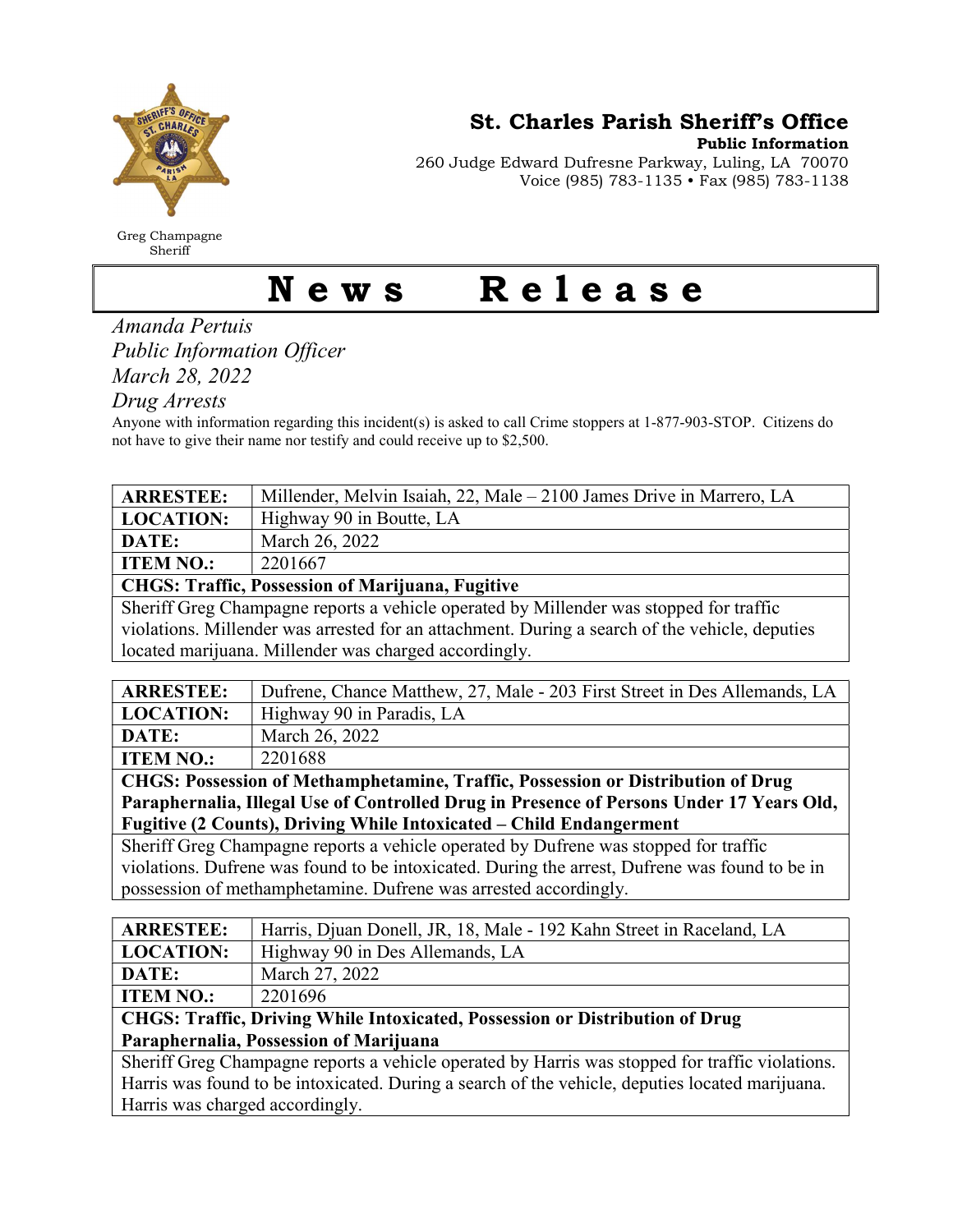Greg Champagne
Sheriff

**St. Charles Parish Sheriff's Office**
**Public Information**
260 Judge Edward Dufresne Parkway, Luling, LA 70070
Voice (985) 783-1135 • Fax (985) 783-1138

# News Release

*Amanda Pertuis*
*Public Information Officer*
*March 28, 2022*
*Drug Arrests*

Anyone with information regarding this incident(s) is asked to call Crime stoppers at 1-877-903-STOP. Citizens do not have to give their name nor testify and could receive up to $2,500.

| **ARRESTEE:** | Millender, Melvin Isaiah, 22, Male – 2100 James Drive in Marrero, LA |
|---|---|
| **LOCATION:** | Highway 90 in Boutte, LA |
| **DATE:** | March 26, 2022 |
| **ITEM NO.:** | 2201667 |
| **CHGS: Traffic, Possession of Marijuana, Fugitive** | |
| Sheriff Greg Champagne reports a vehicle operated by Millender was stopped for traffic violations. Millender was arrested for an attachment. During a search of the vehicle, deputies located marijuana. Millender was charged accordingly. | |

| **ARRESTEE:** | Dufrene, Chance Matthew, 27, Male - 203 First Street in Des Allemands, LA |
|---|---|
| **LOCATION:** | Highway 90 in Paradis, LA |
| **DATE:** | March 26, 2022 |
| **ITEM NO.:** | 2201688 |
| **CHGS: Possession of Methamphetamine, Traffic, Possession or Distribution of Drug Paraphernalia, Illegal Use of Controlled Drug in Presence of Persons Under 17 Years Old, Fugitive (2 Counts), Driving While Intoxicated – Child Endangerment** | |
| Sheriff Greg Champagne reports a vehicle operated by Dufrene was stopped for traffic violations. Dufrene was found to be intoxicated. During the arrest, Dufrene was found to be in possession of methamphetamine. Dufrene was arrested accordingly. | |

| **ARRESTEE:** | Harris, Djuan Donell, JR, 18, Male - 192 Kahn Street in Raceland, LA |
|---|---|
| **LOCATION:** | Highway 90 in Des Allemands, LA |
| **DATE:** | March 27, 2022 |
| **ITEM NO.:** | 2201696 |
| **CHGS: Traffic, Driving While Intoxicated, Possession or Distribution of Drug Paraphernalia, Possession of Marijuana** | |
| Sheriff Greg Champagne reports a vehicle operated by Harris was stopped for traffic violations. Harris was found to be intoxicated. During a search of the vehicle, deputies located marijuana. Harris was charged accordingly. | |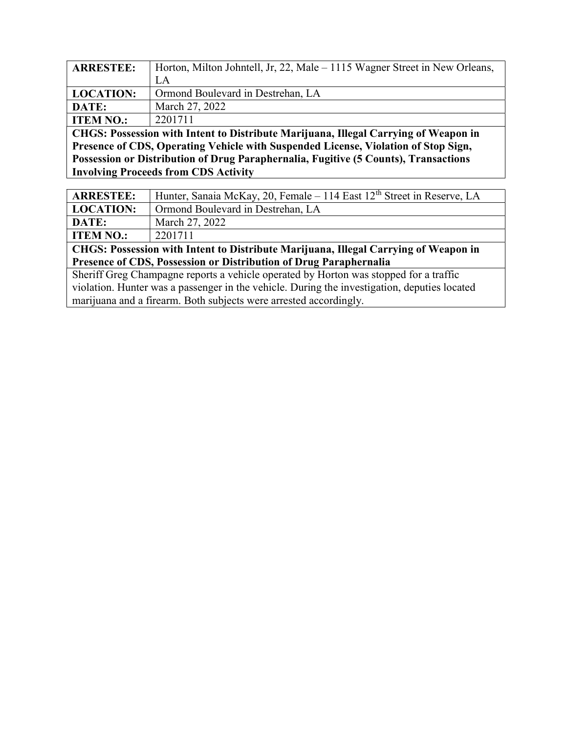| | |
|---|---|
| **ARRESTEE:** | Horton, Milton Johntell, Jr, 22, Male – 1115 Wagner Street in New Orleans, LA |
| **LOCATION:** | Ormond Boulevard in Destrehan, LA |
| **DATE:** | March 27, 2022 |
| **ITEM NO.:** | 2201711 |

**CHGS: Possession with Intent to Distribute Marijuana, Illegal Carrying of Weapon in Presence of CDS, Operating Vehicle with Suspended License, Violation of Stop Sign, Possession or Distribution of Drug Paraphernalia, Fugitive (5 Counts), Transactions Involving Proceeds from CDS Activity**

| | |
|---|---|
| **ARRESTEE:** | Hunter, Sanaia McKay, 20, Female – 114 East 12th Street in Reserve, LA |
| **LOCATION:** | Ormond Boulevard in Destrehan, LA |
| **DATE:** | March 27, 2022 |
| **ITEM NO.:** | 2201711 |

**CHGS: Possession with Intent to Distribute Marijuana, Illegal Carrying of Weapon in Presence of CDS, Possession or Distribution of Drug Paraphernalia**

Sheriff Greg Champagne reports a vehicle operated by Horton was stopped for a traffic violation. Hunter was a passenger in the vehicle. During the investigation, deputies located marijuana and a firearm. Both subjects were arrested accordingly.